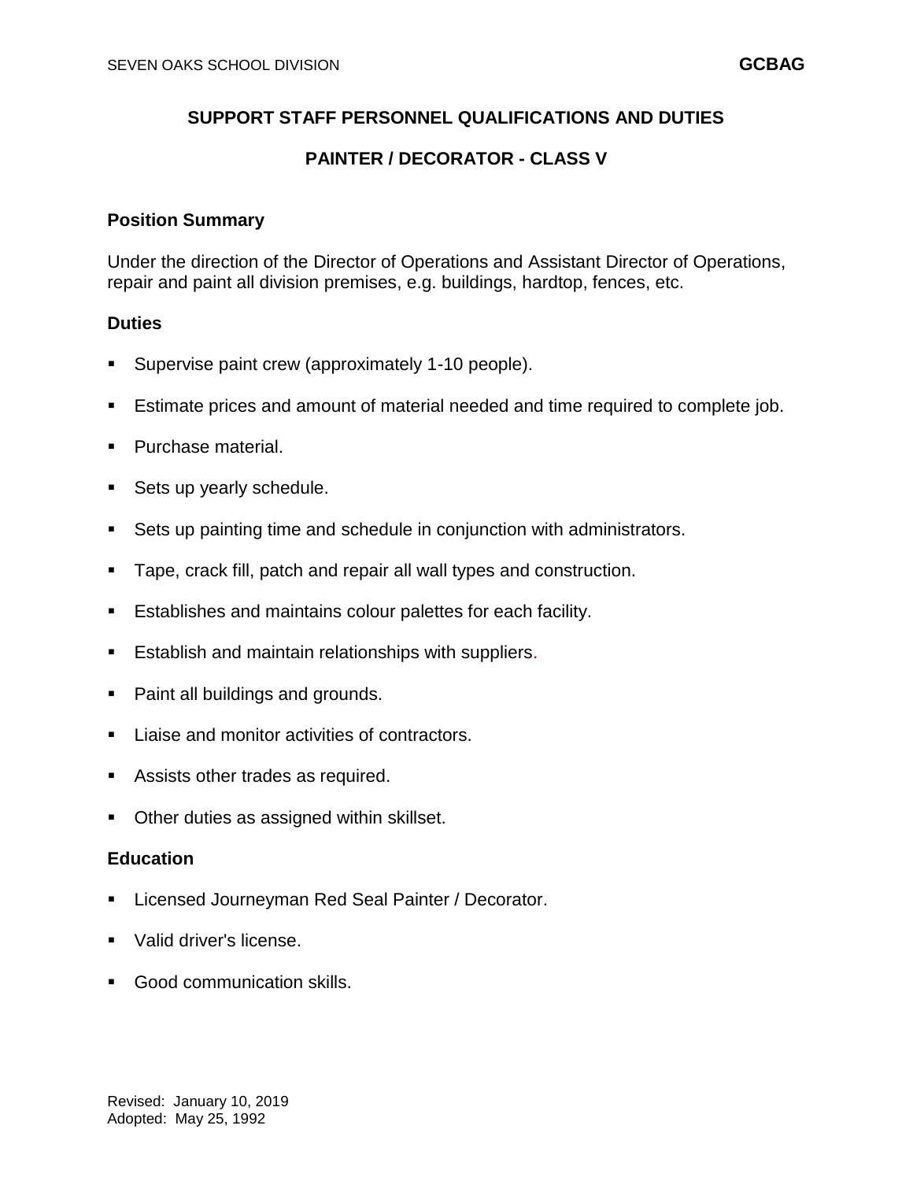# SUPPORT STAFF PERSONNEL QUALIFICATIONS AND DUTIES

## PAINTER / DECORATOR - CLASS V

### Position Summary

Under the direction of the Director of Operations and Assistant Director of Operations, repair and paint all division premises, e.g. buildings, hardtop, fences, etc.

### Duties

- Supervise paint crew (approximately 1-10 people).
- Estimate prices and amount of material needed and time required to complete job.
- Purchase material.
- Sets up yearly schedule.
- Sets up painting time and schedule in conjunction with administrators.
- Tape, crack fill, patch and repair all wall types and construction.
- Establishes and maintains colour palettes for each facility.
- Establish and maintain relationships with suppliers.
- Paint all buildings and grounds.
- Liaise and monitor activities of contractors.
- Assists other trades as required.
- Other duties as assigned within skillset.

### Education

- Licensed Journeyman Red Seal Painter / Decorator.
- Valid driver's license.
- Good communication skills.

Revised: January 10, 2019
Adopted: May 25, 1992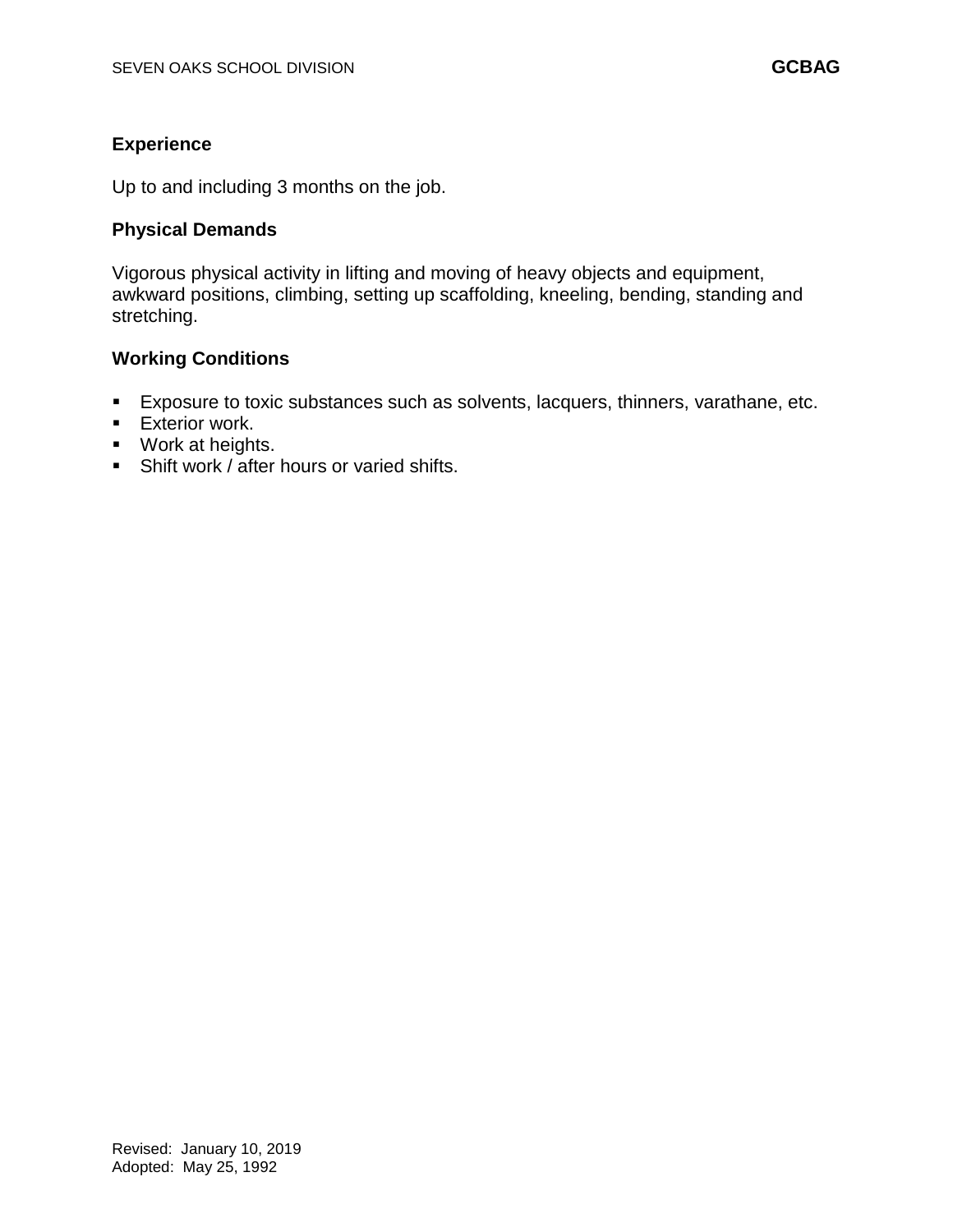**Experience**

Up to and including 3 months on the job.

**Physical Demands**

Vigorous physical activity in lifting and moving of heavy objects and equipment, awkward positions, climbing, setting up scaffolding, kneeling, bending, standing and stretching.

**Working Conditions**

- Exposure to toxic substances such as solvents, lacquers, thinners, varathane, etc.
- Exterior work.
- Work at heights.
- Shift work / after hours or varied shifts.

Revised: January 10, 2019
Adopted: May 25, 1992